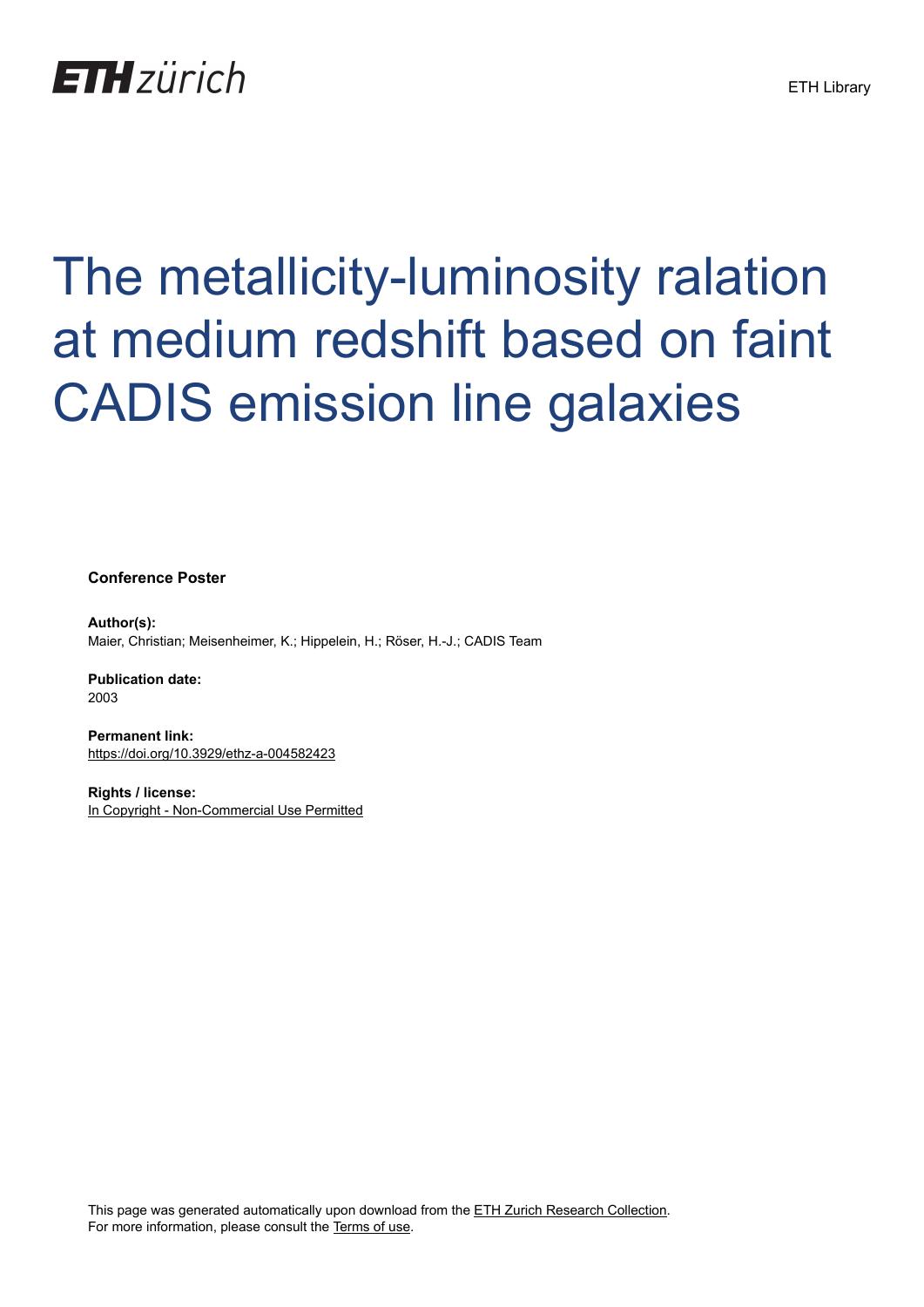ETH zürich

ETH Library

# The metallicity-luminosity ralation at medium redshift based on faint CADIS emission line galaxies

**Conference Poster**

**Author(s):**
Maier, Christian; Meisenheimer, K.; Hippelein, H.; Röser, H.-J.; CADIS Team

**Publication date:**
2003

**Permanent link:**
https://doi.org/10.3929/ethz-a-004582423

**Rights / license:**
In Copyright - Non-Commercial Use Permitted

This page was generated automatically upon download from the ETH Zurich Research Collection.
For more information, please consult the Terms of use.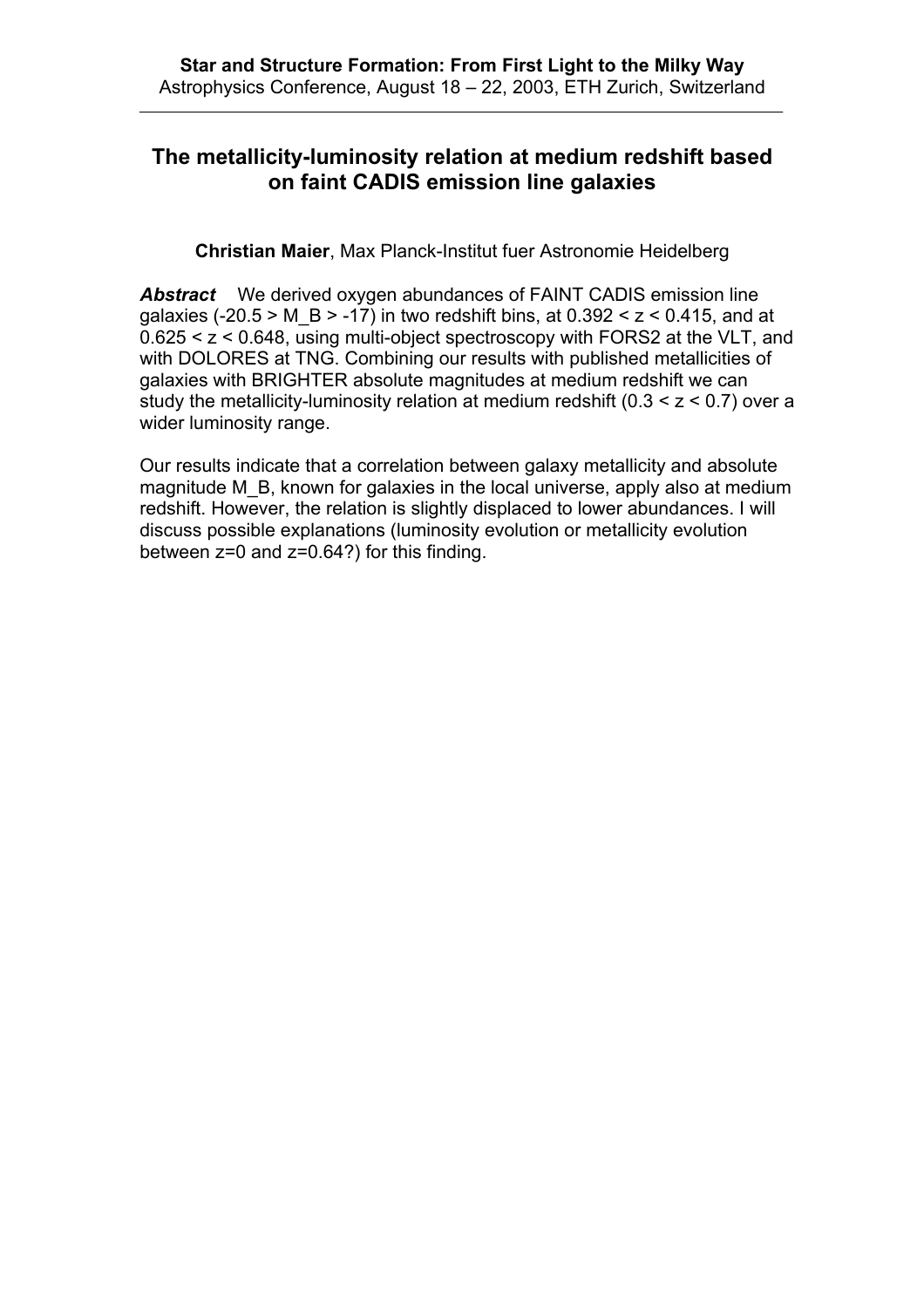**Star and Structure Formation: From First Light to the Milky Way**
Astrophysics Conference, August 18 – 22, 2003, ETH Zurich, Switzerland

## The metallicity-luminosity relation at medium redshift based on faint CADIS emission line galaxies

**Christian Maier**, Max Planck-Institut fuer Astronomie Heidelberg

***Abstract*** We derived oxygen abundances of FAINT CADIS emission line galaxies ($-20.5 > M_B > -17$) in two redshift bins, at $0.392 < z < 0.415$, and at $0.625 < z < 0.648$, using multi-object spectroscopy with FORS2 at the VLT, and with DOLORES at TNG. Combining our results with published metallicities of galaxies with BRIGHTER absolute magnitudes at medium redshift we can study the metallicity-luminosity relation at medium redshift ($0.3 < z < 0.7$) over a wider luminosity range.

Our results indicate that a correlation between galaxy metallicity and absolute magnitude $M_B$, known for galaxies in the local universe, apply also at medium redshift. However, the relation is slightly displaced to lower abundances. I will discuss possible explanations (luminosity evolution or metallicity evolution between $z=0$ and $z=0.64$?) for this finding.